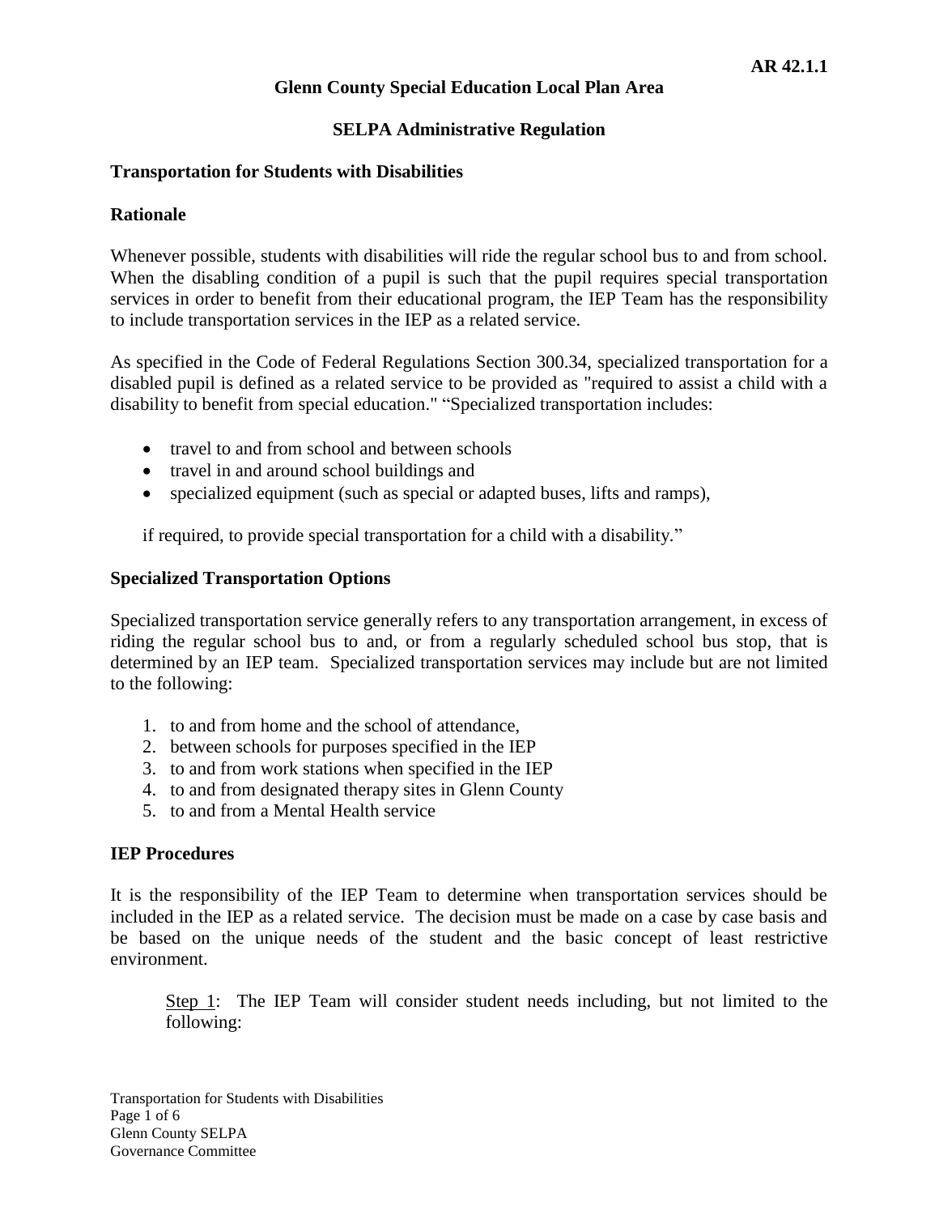**AR 42.1.1**

# Glenn County Special Education Local Plan Area

## SELPA Administrative Regulation

### Transportation for Students with Disabilities

### Rationale

Whenever possible, students with disabilities will ride the regular school bus to and from school. When the disabling condition of a pupil is such that the pupil requires special transportation services in order to benefit from their educational program, the IEP Team has the responsibility to include transportation services in the IEP as a related service.

As specified in the Code of Federal Regulations Section 300.34, specialized transportation for a disabled pupil is defined as a related service to be provided as "required to assist a child with a disability to benefit from special education." "Specialized transportation includes:

- travel to and from school and between schools
- travel in and around school buildings and
- specialized equipment (such as special or adapted buses, lifts and ramps),

if required, to provide special transportation for a child with a disability."

### Specialized Transportation Options

Specialized transportation service generally refers to any transportation arrangement, in excess of riding the regular school bus to and, or from a regularly scheduled school bus stop, that is determined by an IEP team. Specialized transportation services may include but are not limited to the following:

1. to and from home and the school of attendance,
2. between schools for purposes specified in the IEP
3. to and from work stations when specified in the IEP
4. to and from designated therapy sites in Glenn County
5. to and from a Mental Health service

### IEP Procedures

It is the responsibility of the IEP Team to determine when transportation services should be included in the IEP as a related service. The decision must be made on a case by case basis and be based on the unique needs of the student and the basic concept of least restrictive environment.

<u>Step 1</u>: The IEP Team will consider student needs including, but not limited to the following: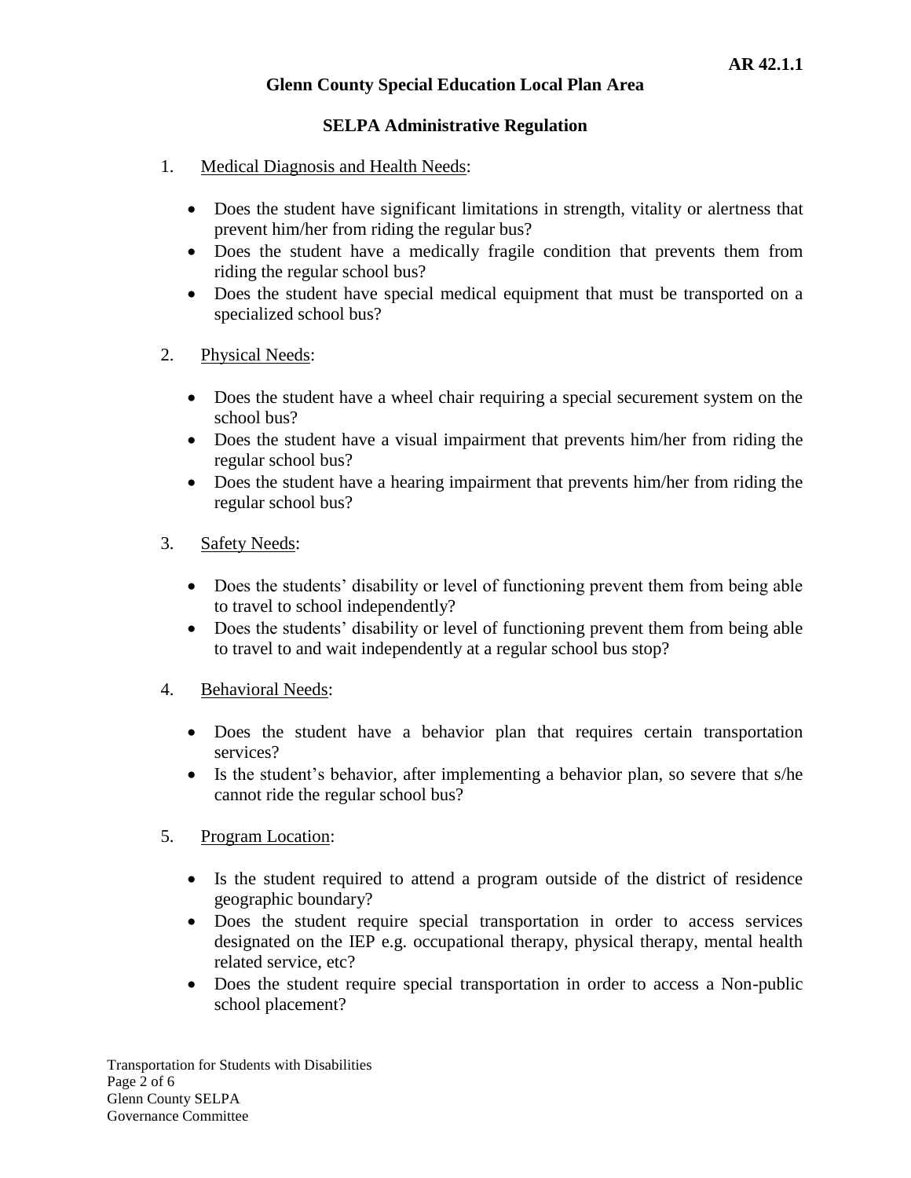1. <u>Medical Diagnosis and Health Needs</u>:

    - Does the student have significant limitations in strength, vitality or alertness that prevent him/her from riding the regular bus?
    - Does the student have a medically fragile condition that prevents them from riding the regular school bus?
    - Does the student have special medical equipment that must be transported on a specialized school bus?

2. <u>Physical Needs</u>:

    - Does the student have a wheel chair requiring a special securement system on the school bus?
    - Does the student have a visual impairment that prevents him/her from riding the regular school bus?
    - Does the student have a hearing impairment that prevents him/her from riding the regular school bus?

3. <u>Safety Needs</u>:

    - Does the students' disability or level of functioning prevent them from being able to travel to school independently?
    - Does the students' disability or level of functioning prevent them from being able to travel to and wait independently at a regular school bus stop?

4. <u>Behavioral Needs</u>:

    - Does the student have a behavior plan that requires certain transportation services?
    - Is the student's behavior, after implementing a behavior plan, so severe that s/he cannot ride the regular school bus?

5. <u>Program Location</u>:

    - Is the student required to attend a program outside of the district of residence geographic boundary?
    - Does the student require special transportation in order to access services designated on the IEP e.g. occupational therapy, physical therapy, mental health related service, etc?
    - Does the student require special transportation in order to access a Non-public school placement?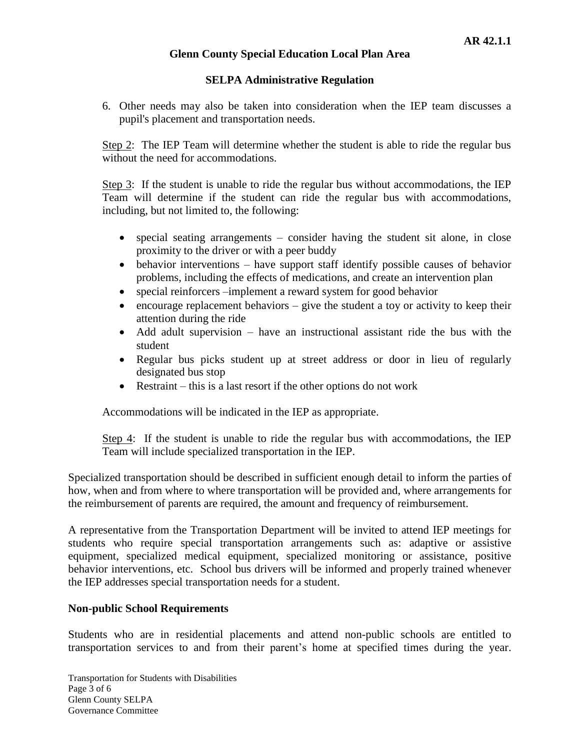6. Other needs may also be taken into consideration when the IEP team discusses a pupil's placement and transportation needs.

Step 2: The IEP Team will determine whether the student is able to ride the regular bus without the need for accommodations.

Step 3: If the student is unable to ride the regular bus without accommodations, the IEP Team will determine if the student can ride the regular bus with accommodations, including, but not limited to, the following:

- special seating arrangements – consider having the student sit alone, in close proximity to the driver or with a peer buddy
- behavior interventions – have support staff identify possible causes of behavior problems, including the effects of medications, and create an intervention plan
- special reinforcers –implement a reward system for good behavior
- encourage replacement behaviors – give the student a toy or activity to keep their attention during the ride
- Add adult supervision – have an instructional assistant ride the bus with the student
- Regular bus picks student up at street address or door in lieu of regularly designated bus stop
- Restraint – this is a last resort if the other options do not work

Accommodations will be indicated in the IEP as appropriate.

Step 4: If the student is unable to ride the regular bus with accommodations, the IEP Team will include specialized transportation in the IEP.

Specialized transportation should be described in sufficient enough detail to inform the parties of how, when and from where to where transportation will be provided and, where arrangements for the reimbursement of parents are required, the amount and frequency of reimbursement.

A representative from the Transportation Department will be invited to attend IEP meetings for students who require special transportation arrangements such as: adaptive or assistive equipment, specialized medical equipment, specialized monitoring or assistance, positive behavior interventions, etc. School bus drivers will be informed and properly trained whenever the IEP addresses special transportation needs for a student.

**Non-public School Requirements**

Students who are in residential placements and attend non-public schools are entitled to transportation services to and from their parent's home at specified times during the year.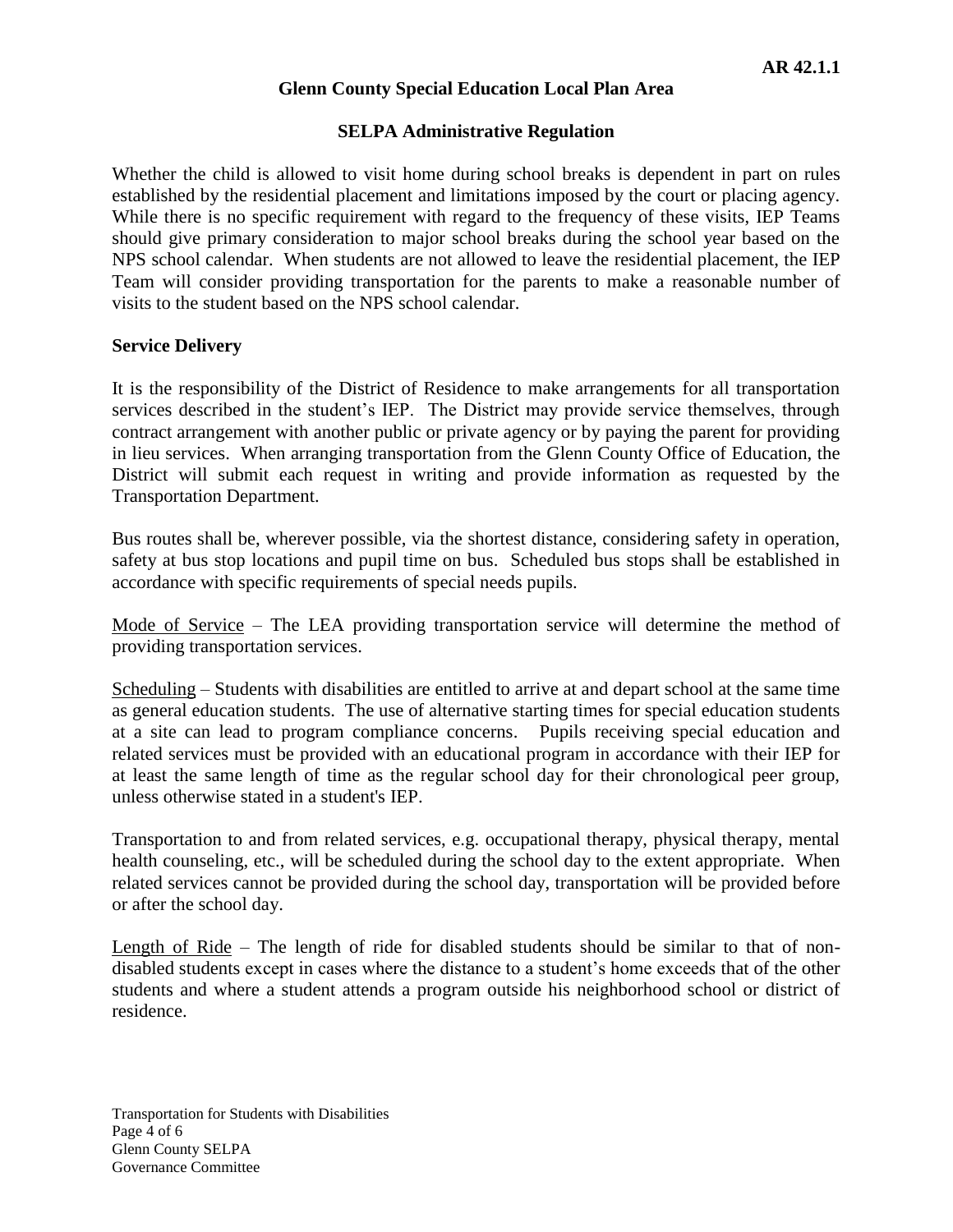Whether the child is allowed to visit home during school breaks is dependent in part on rules established by the residential placement and limitations imposed by the court or placing agency. While there is no specific requirement with regard to the frequency of these visits, IEP Teams should give primary consideration to major school breaks during the school year based on the NPS school calendar. When students are not allowed to leave the residential placement, the IEP Team will consider providing transportation for the parents to make a reasonable number of visits to the student based on the NPS school calendar.

**Service Delivery**

It is the responsibility of the District of Residence to make arrangements for all transportation services described in the student's IEP. The District may provide service themselves, through contract arrangement with another public or private agency or by paying the parent for providing in lieu services. When arranging transportation from the Glenn County Office of Education, the District will submit each request in writing and provide information as requested by the Transportation Department.

Bus routes shall be, wherever possible, via the shortest distance, considering safety in operation, safety at bus stop locations and pupil time on bus. Scheduled bus stops shall be established in accordance with specific requirements of special needs pupils.

<u>Mode of Service</u> – The LEA providing transportation service will determine the method of providing transportation services.

<u>Scheduling</u> – Students with disabilities are entitled to arrive at and depart school at the same time as general education students. The use of alternative starting times for special education students at a site can lead to program compliance concerns. Pupils receiving special education and related services must be provided with an educational program in accordance with their IEP for at least the same length of time as the regular school day for their chronological peer group, unless otherwise stated in a student's IEP.

Transportation to and from related services, e.g. occupational therapy, physical therapy, mental health counseling, etc., will be scheduled during the school day to the extent appropriate. When related services cannot be provided during the school day, transportation will be provided before or after the school day.

<u>Length of Ride</u> – The length of ride for disabled students should be similar to that of non-disabled students except in cases where the distance to a student's home exceeds that of the other students and where a student attends a program outside his neighborhood school or district of residence.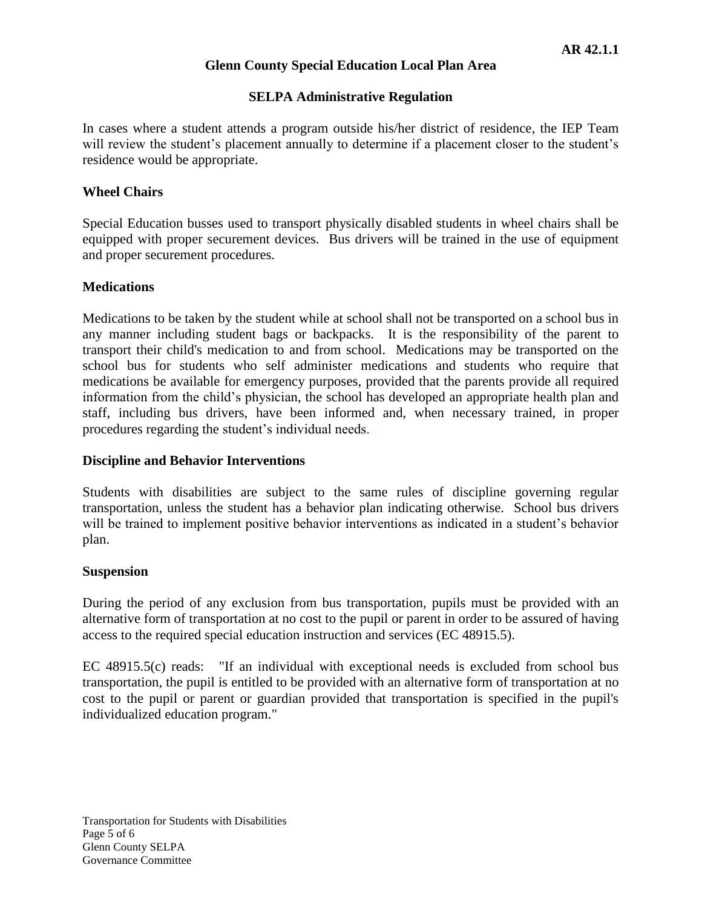In cases where a student attends a program outside his/her district of residence, the IEP Team will review the student's placement annually to determine if a placement closer to the student's residence would be appropriate.

**Wheel Chairs**

Special Education busses used to transport physically disabled students in wheel chairs shall be equipped with proper securement devices. Bus drivers will be trained in the use of equipment and proper securement procedures.

**Medications**

Medications to be taken by the student while at school shall not be transported on a school bus in any manner including student bags or backpacks. It is the responsibility of the parent to transport their child's medication to and from school. Medications may be transported on the school bus for students who self administer medications and students who require that medications be available for emergency purposes, provided that the parents provide all required information from the child's physician, the school has developed an appropriate health plan and staff, including bus drivers, have been informed and, when necessary trained, in proper procedures regarding the student's individual needs.

**Discipline and Behavior Interventions**

Students with disabilities are subject to the same rules of discipline governing regular transportation, unless the student has a behavior plan indicating otherwise. School bus drivers will be trained to implement positive behavior interventions as indicated in a student's behavior plan.

**Suspension**

During the period of any exclusion from bus transportation, pupils must be provided with an alternative form of transportation at no cost to the pupil or parent in order to be assured of having access to the required special education instruction and services (EC 48915.5).

EC 48915.5(c) reads: "If an individual with exceptional needs is excluded from school bus transportation, the pupil is entitled to be provided with an alternative form of transportation at no cost to the pupil or parent or guardian provided that transportation is specified in the pupil's individualized education program."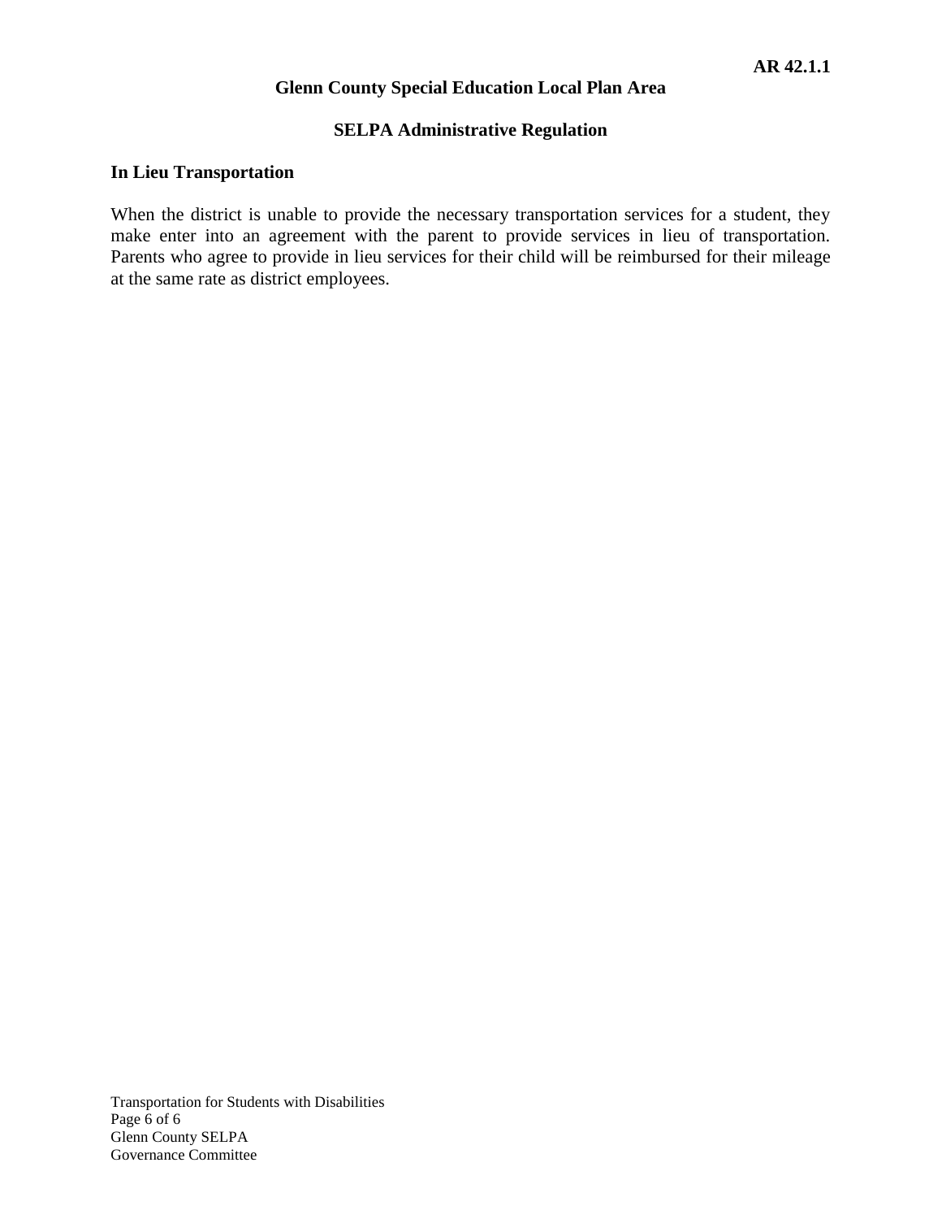AR 42.1.1

**Glenn County Special Education Local Plan Area**

**SELPA Administrative Regulation**

**In Lieu Transportation**

When the district is unable to provide the necessary transportation services for a student, they make enter into an agreement with the parent to provide services in lieu of transportation. Parents who agree to provide in lieu services for their child will be reimbursed for their mileage at the same rate as district employees.